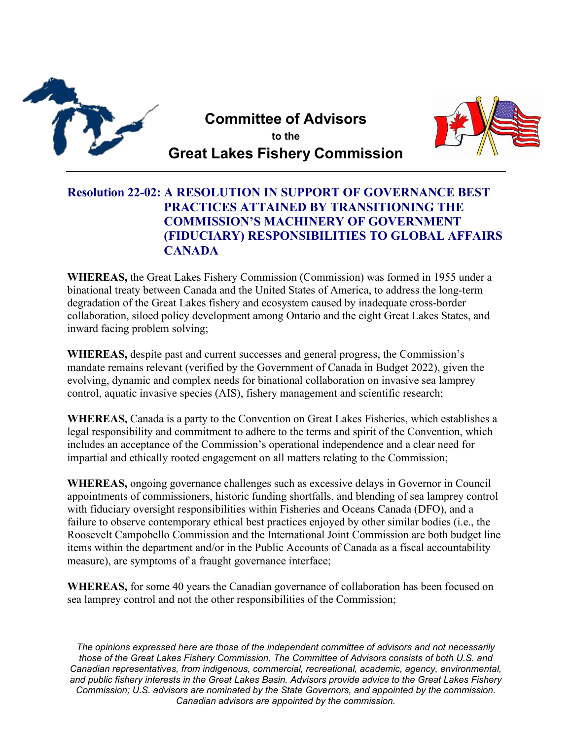# Committee of Advisors

to the

# Great Lakes Fishery Commission

## Resolution 22-02: A RESOLUTION IN SUPPORT OF GOVERNANCE BEST PRACTICES ATTAINED BY TRANSITIONING THE COMMISSION'S MACHINERY OF GOVERNMENT (FIDUCIARY) RESPONSIBILITIES TO GLOBAL AFFAIRS CANADA

**WHEREAS,** the Great Lakes Fishery Commission (Commission) was formed in 1955 under a binational treaty between Canada and the United States of America, to address the long-term degradation of the Great Lakes fishery and ecosystem caused by inadequate cross-border collaboration, siloed policy development among Ontario and the eight Great Lakes States, and inward facing problem solving;

**WHEREAS,** despite past and current successes and general progress, the Commission's mandate remains relevant (verified by the Government of Canada in Budget 2022), given the evolving, dynamic and complex needs for binational collaboration on invasive sea lamprey control, aquatic invasive species (AIS), fishery management and scientific research;

**WHEREAS,** Canada is a party to the Convention on Great Lakes Fisheries, which establishes a legal responsibility and commitment to adhere to the terms and spirit of the Convention, which includes an acceptance of the Commission's operational independence and a clear need for impartial and ethically rooted engagement on all matters relating to the Commission;

**WHEREAS,** ongoing governance challenges such as excessive delays in Governor in Council appointments of commissioners, historic funding shortfalls, and blending of sea lamprey control with fiduciary oversight responsibilities within Fisheries and Oceans Canada (DFO), and a failure to observe contemporary ethical best practices enjoyed by other similar bodies (i.e., the Roosevelt Campobello Commission and the International Joint Commission are both budget line items within the department and/or in the Public Accounts of Canada as a fiscal accountability measure), are symptoms of a fraught governance interface;

**WHEREAS,** for some 40 years the Canadian governance of collaboration has been focused on sea lamprey control and not the other responsibilities of the Commission;

*The opinions expressed here are those of the independent committee of advisors and not necessarily those of the Great Lakes Fishery Commission. The Committee of Advisors consists of both U.S. and Canadian representatives, from indigenous, commercial, recreational, academic, agency, environmental, and public fishery interests in the Great Lakes Basin. Advisors provide advice to the Great Lakes Fishery Commission; U.S. advisors are nominated by the State Governors, and appointed by the commission. Canadian advisors are appointed by the commission.*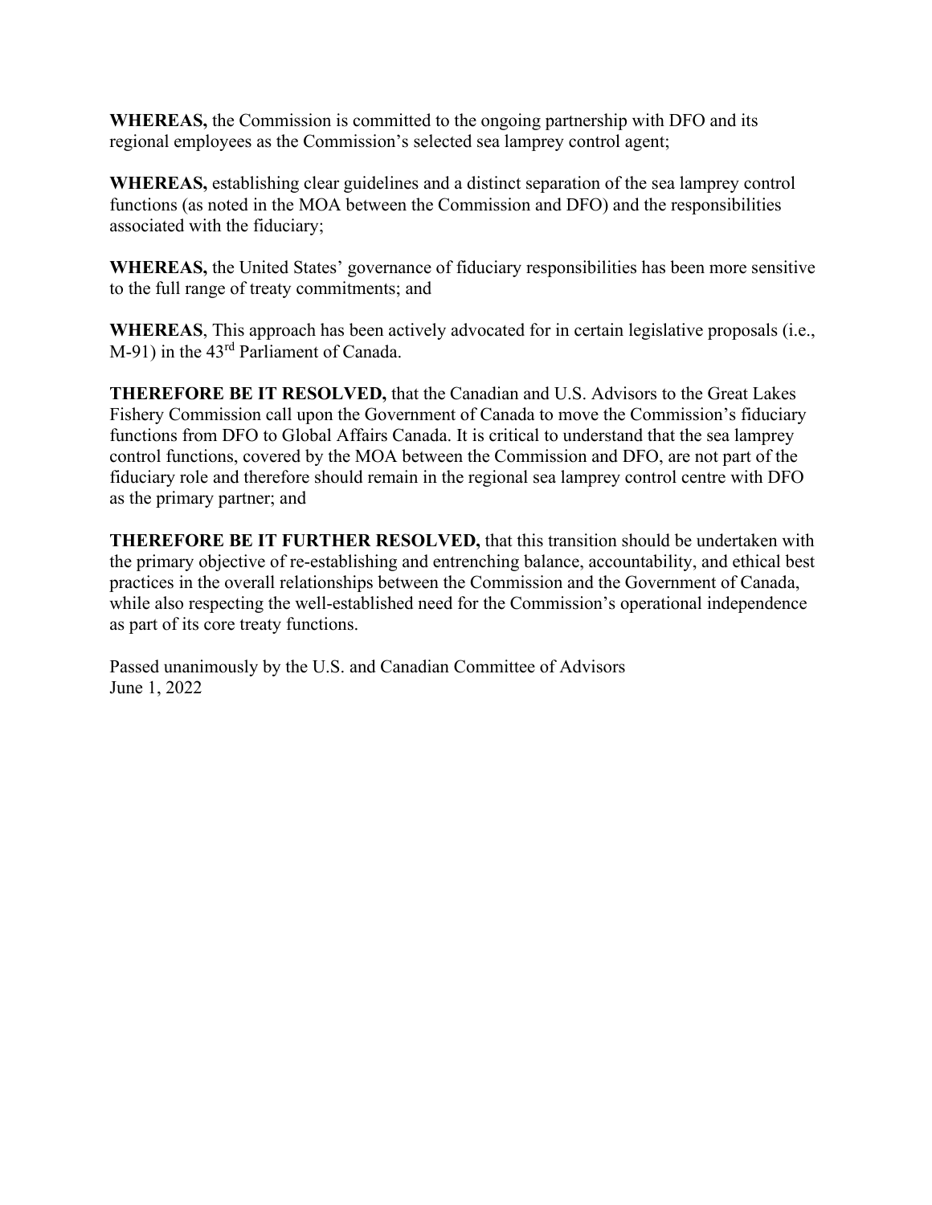**WHEREAS,** the Commission is committed to the ongoing partnership with DFO and its regional employees as the Commission's selected sea lamprey control agent;

**WHEREAS,** establishing clear guidelines and a distinct separation of the sea lamprey control functions (as noted in the MOA between the Commission and DFO) and the responsibilities associated with the fiduciary;

**WHEREAS,** the United States' governance of fiduciary responsibilities has been more sensitive to the full range of treaty commitments; and

**WHEREAS**, This approach has been actively advocated for in certain legislative proposals (i.e., M-91) in the 43rd Parliament of Canada.

**THEREFORE BE IT RESOLVED,** that the Canadian and U.S. Advisors to the Great Lakes Fishery Commission call upon the Government of Canada to move the Commission's fiduciary functions from DFO to Global Affairs Canada. It is critical to understand that the sea lamprey control functions, covered by the MOA between the Commission and DFO, are not part of the fiduciary role and therefore should remain in the regional sea lamprey control centre with DFO as the primary partner; and

**THEREFORE BE IT FURTHER RESOLVED,** that this transition should be undertaken with the primary objective of re-establishing and entrenching balance, accountability, and ethical best practices in the overall relationships between the Commission and the Government of Canada, while also respecting the well-established need for the Commission's operational independence as part of its core treaty functions.

Passed unanimously by the U.S. and Canadian Committee of Advisors
June 1, 2022